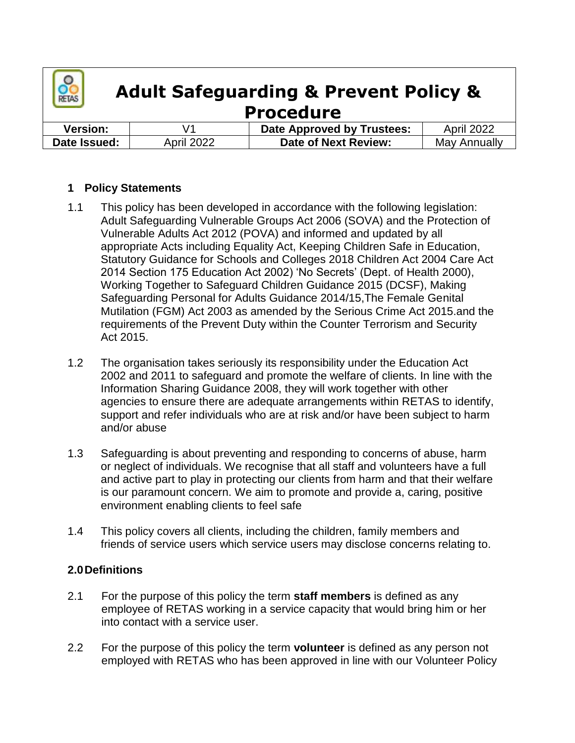# Adult Safeguarding & Prevent Policy & Procedure

| Version: | V1 | Date Approved by Trustees: | April 2022 |
| --- | --- | --- | --- |
| Date Issued: | April 2022 | Date of Next Review: | May Annually |

## 1 Policy Statements

1.1 This policy has been developed in accordance with the following legislation: Adult Safeguarding Vulnerable Groups Act 2006 (SOVA) and the Protection of Vulnerable Adults Act 2012 (POVA) and informed and updated by all appropriate Acts including Equality Act, Keeping Children Safe in Education, Statutory Guidance for Schools and Colleges 2018 Children Act 2004 Care Act 2014 Section 175 Education Act 2002) 'No Secrets' (Dept. of Health 2000), Working Together to Safeguard Children Guidance 2015 (DCSF), Making Safeguarding Personal for Adults Guidance 2014/15,The Female Genital Mutilation (FGM) Act 2003 as amended by the Serious Crime Act 2015.and the requirements of the Prevent Duty within the Counter Terrorism and Security Act 2015.

1.2 The organisation takes seriously its responsibility under the Education Act 2002 and 2011 to safeguard and promote the welfare of clients. In line with the Information Sharing Guidance 2008, they will work together with other agencies to ensure there are adequate arrangements within RETAS to identify, support and refer individuals who are at risk and/or have been subject to harm and/or abuse

1.3 Safeguarding is about preventing and responding to concerns of abuse, harm or neglect of individuals. We recognise that all staff and volunteers have a full and active part to play in protecting our clients from harm and that their welfare is our paramount concern. We aim to promote and provide a, caring, positive environment enabling clients to feel safe

1.4 This policy covers all clients, including the children, family members and friends of service users which service users may disclose concerns relating to.

## 2.0 Definitions

2.1 For the purpose of this policy the term **staff members** is defined as any employee of RETAS working in a service capacity that would bring him or her into contact with a service user.

2.2 For the purpose of this policy the term **volunteer** is defined as any person not employed with RETAS who has been approved in line with our Volunteer Policy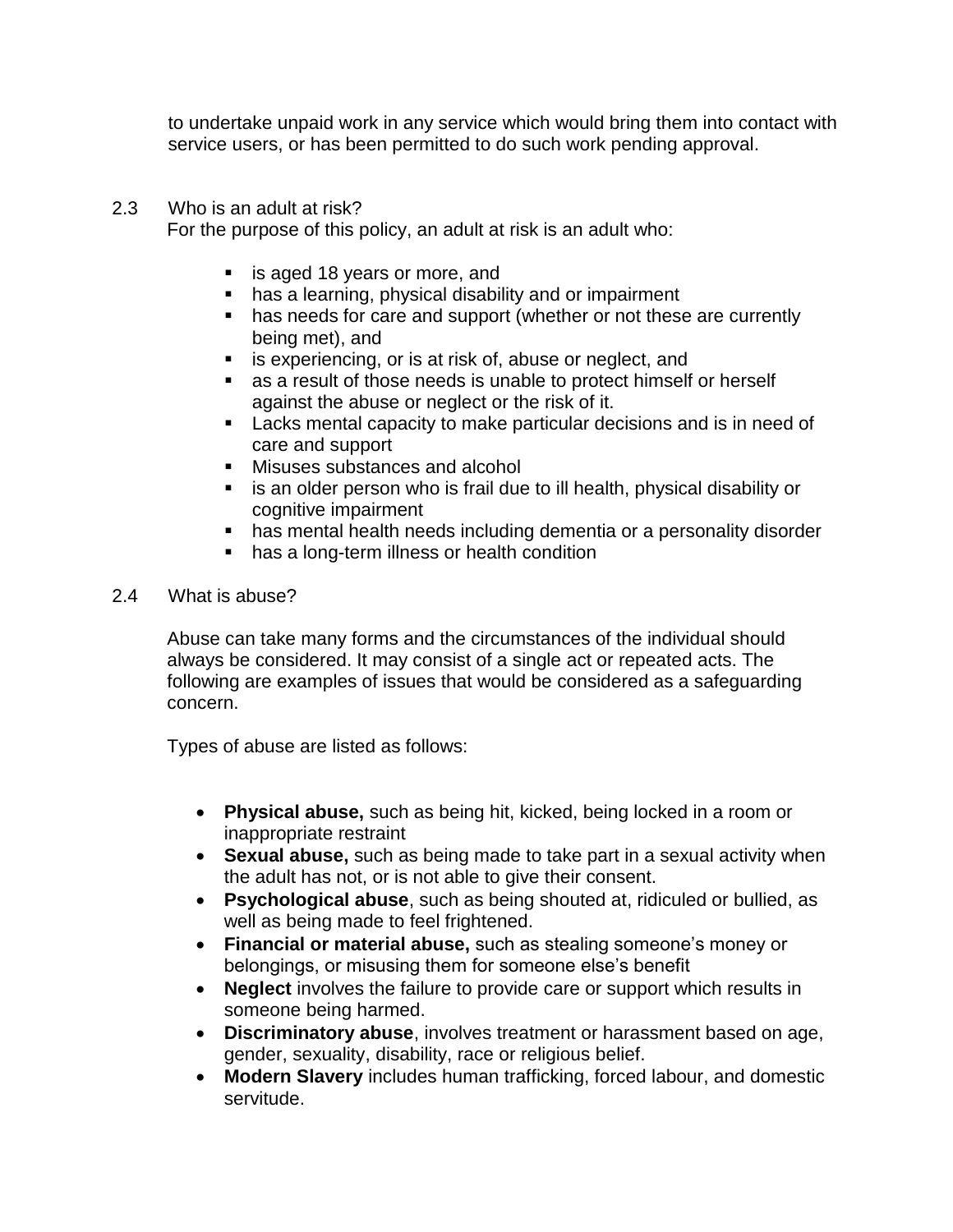to undertake unpaid work in any service which would bring them into contact with service users, or has been permitted to do such work pending approval.

## 2.3 Who is an adult at risk?

For the purpose of this policy, an adult at risk is an adult who:

- is aged 18 years or more, and
- has a learning, physical disability and or impairment
- has needs for care and support (whether or not these are currently being met), and
- is experiencing, or is at risk of, abuse or neglect, and
- as a result of those needs is unable to protect himself or herself against the abuse or neglect or the risk of it.
- Lacks mental capacity to make particular decisions and is in need of care and support
- Misuses substances and alcohol
- is an older person who is frail due to ill health, physical disability or cognitive impairment
- has mental health needs including dementia or a personality disorder
- has a long-term illness or health condition

## 2.4 What is abuse?

Abuse can take many forms and the circumstances of the individual should always be considered. It may consist of a single act or repeated acts. The following are examples of issues that would be considered as a safeguarding concern.

Types of abuse are listed as follows:

- **Physical abuse,** such as being hit, kicked, being locked in a room or inappropriate restraint
- **Sexual abuse,** such as being made to take part in a sexual activity when the adult has not, or is not able to give their consent.
- **Psychological abuse**, such as being shouted at, ridiculed or bullied, as well as being made to feel frightened.
- **Financial or material abuse,** such as stealing someone's money or belongings, or misusing them for someone else's benefit
- **Neglect** involves the failure to provide care or support which results in someone being harmed.
- **Discriminatory abuse**, involves treatment or harassment based on age, gender, sexuality, disability, race or religious belief.
- **Modern Slavery** includes human trafficking, forced labour, and domestic servitude.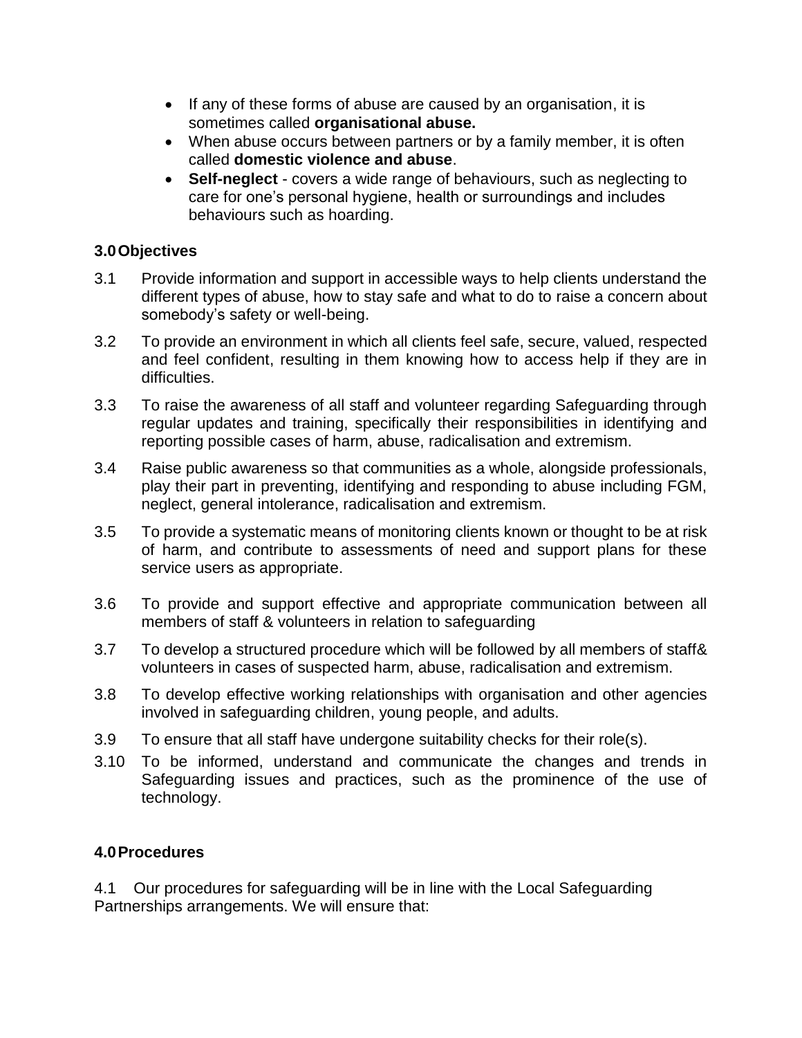- If any of these forms of abuse are caused by an organisation, it is sometimes called **organisational abuse.**
- When abuse occurs between partners or by a family member, it is often called **domestic violence and abuse**.
- **Self-neglect** - covers a wide range of behaviours, such as neglecting to care for one's personal hygiene, health or surroundings and includes behaviours such as hoarding.

## 3.0 Objectives

3.1 Provide information and support in accessible ways to help clients understand the different types of abuse, how to stay safe and what to do to raise a concern about somebody's safety or well-being.

3.2 To provide an environment in which all clients feel safe, secure, valued, respected and feel confident, resulting in them knowing how to access help if they are in difficulties.

3.3 To raise the awareness of all staff and volunteer regarding Safeguarding through regular updates and training, specifically their responsibilities in identifying and reporting possible cases of harm, abuse, radicalisation and extremism.

3.4 Raise public awareness so that communities as a whole, alongside professionals, play their part in preventing, identifying and responding to abuse including FGM, neglect, general intolerance, radicalisation and extremism.

3.5 To provide a systematic means of monitoring clients known or thought to be at risk of harm, and contribute to assessments of need and support plans for these service users as appropriate.

3.6 To provide and support effective and appropriate communication between all members of staff & volunteers in relation to safeguarding

3.7 To develop a structured procedure which will be followed by all members of staff& volunteers in cases of suspected harm, abuse, radicalisation and extremism.

3.8 To develop effective working relationships with organisation and other agencies involved in safeguarding children, young people, and adults.

3.9 To ensure that all staff have undergone suitability checks for their role(s).

3.10 To be informed, understand and communicate the changes and trends in Safeguarding issues and practices, such as the prominence of the use of technology.

## 4.0 Procedures

4.1 Our procedures for safeguarding will be in line with the Local Safeguarding Partnerships arrangements. We will ensure that: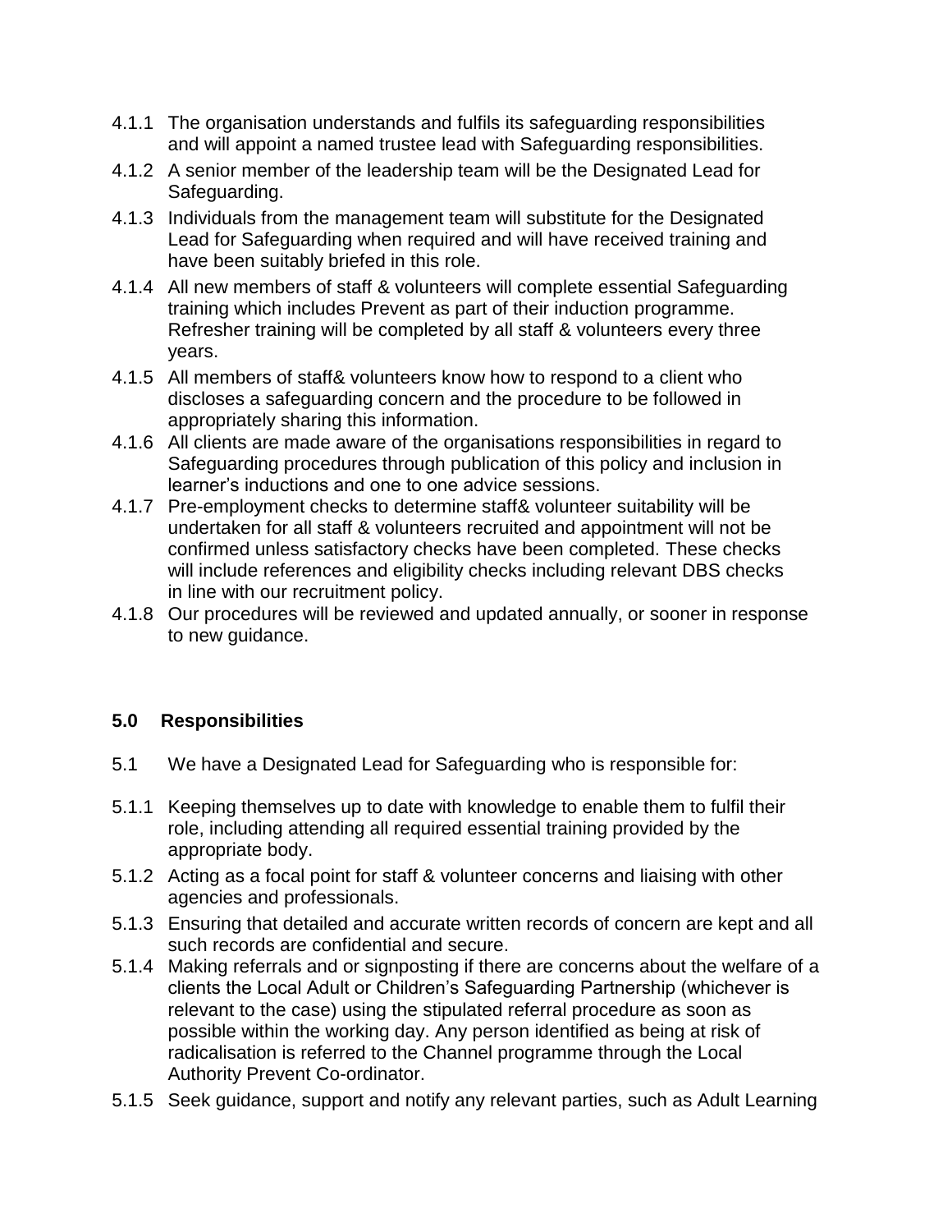4.1.1 The organisation understands and fulfils its safeguarding responsibilities and will appoint a named trustee lead with Safeguarding responsibilities.

4.1.2 A senior member of the leadership team will be the Designated Lead for Safeguarding.

4.1.3 Individuals from the management team will substitute for the Designated Lead for Safeguarding when required and will have received training and have been suitably briefed in this role.

4.1.4 All new members of staff & volunteers will complete essential Safeguarding training which includes Prevent as part of their induction programme. Refresher training will be completed by all staff & volunteers every three years.

4.1.5 All members of staff& volunteers know how to respond to a client who discloses a safeguarding concern and the procedure to be followed in appropriately sharing this information.

4.1.6 All clients are made aware of the organisations responsibilities in regard to Safeguarding procedures through publication of this policy and inclusion in learner's inductions and one to one advice sessions.

4.1.7 Pre-employment checks to determine staff& volunteer suitability will be undertaken for all staff & volunteers recruited and appointment will not be confirmed unless satisfactory checks have been completed. These checks will include references and eligibility checks including relevant DBS checks in line with our recruitment policy.

4.1.8 Our procedures will be reviewed and updated annually, or sooner in response to new guidance.

## 5.0 Responsibilities

5.1 We have a Designated Lead for Safeguarding who is responsible for:

5.1.1 Keeping themselves up to date with knowledge to enable them to fulfil their role, including attending all required essential training provided by the appropriate body.

5.1.2 Acting as a focal point for staff & volunteer concerns and liaising with other agencies and professionals.

5.1.3 Ensuring that detailed and accurate written records of concern are kept and all such records are confidential and secure.

5.1.4 Making referrals and or signposting if there are concerns about the welfare of a clients the Local Adult or Children's Safeguarding Partnership (whichever is relevant to the case) using the stipulated referral procedure as soon as possible within the working day. Any person identified as being at risk of radicalisation is referred to the Channel programme through the Local Authority Prevent Co-ordinator.

5.1.5 Seek guidance, support and notify any relevant parties, such as Adult Learning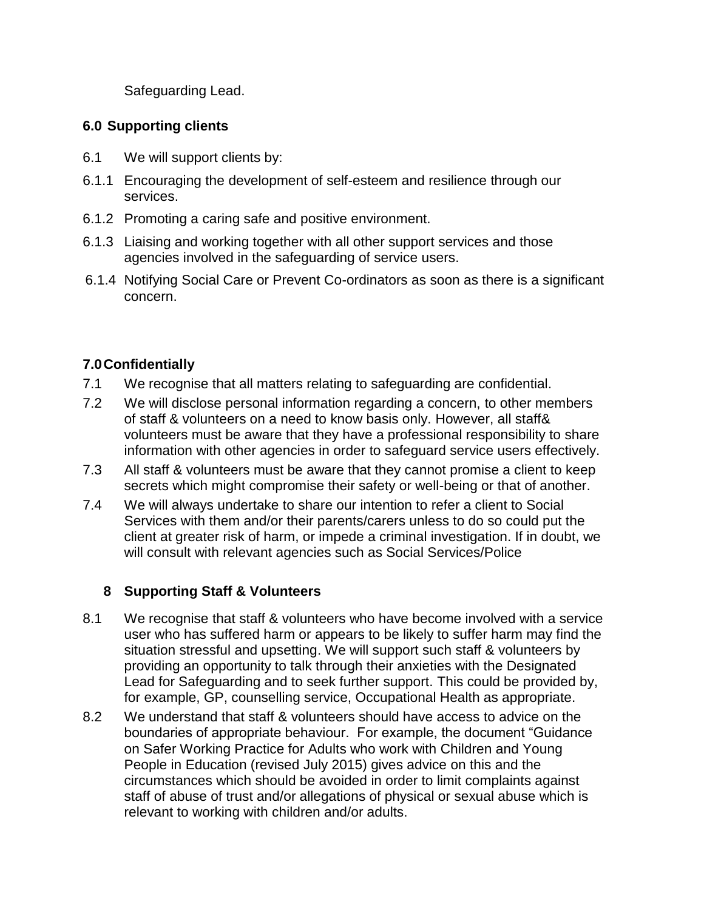Safeguarding Lead.

## 6.0 Supporting clients

6.1 We will support clients by:

6.1.1 Encouraging the development of self-esteem and resilience through our services.

6.1.2 Promoting a caring safe and positive environment.

6.1.3 Liaising and working together with all other support services and those agencies involved in the safeguarding of service users.

6.1.4 Notifying Social Care or Prevent Co-ordinators as soon as there is a significant concern.

## 7.0 Confidentially

7.1 We recognise that all matters relating to safeguarding are confidential.

7.2 We will disclose personal information regarding a concern, to other members of staff & volunteers on a need to know basis only. However, all staff& volunteers must be aware that they have a professional responsibility to share information with other agencies in order to safeguard service users effectively.

7.3 All staff & volunteers must be aware that they cannot promise a client to keep secrets which might compromise their safety or well-being or that of another.

7.4 We will always undertake to share our intention to refer a client to Social Services with them and/or their parents/carers unless to do so could put the client at greater risk of harm, or impede a criminal investigation. If in doubt, we will consult with relevant agencies such as Social Services/Police

## 8 Supporting Staff & Volunteers

8.1 We recognise that staff & volunteers who have become involved with a service user who has suffered harm or appears to be likely to suffer harm may find the situation stressful and upsetting. We will support such staff & volunteers by providing an opportunity to talk through their anxieties with the Designated Lead for Safeguarding and to seek further support. This could be provided by, for example, GP, counselling service, Occupational Health as appropriate.

8.2 We understand that staff & volunteers should have access to advice on the boundaries of appropriate behaviour. For example, the document "Guidance on Safer Working Practice for Adults who work with Children and Young People in Education (revised July 2015) gives advice on this and the circumstances which should be avoided in order to limit complaints against staff of abuse of trust and/or allegations of physical or sexual abuse which is relevant to working with children and/or adults.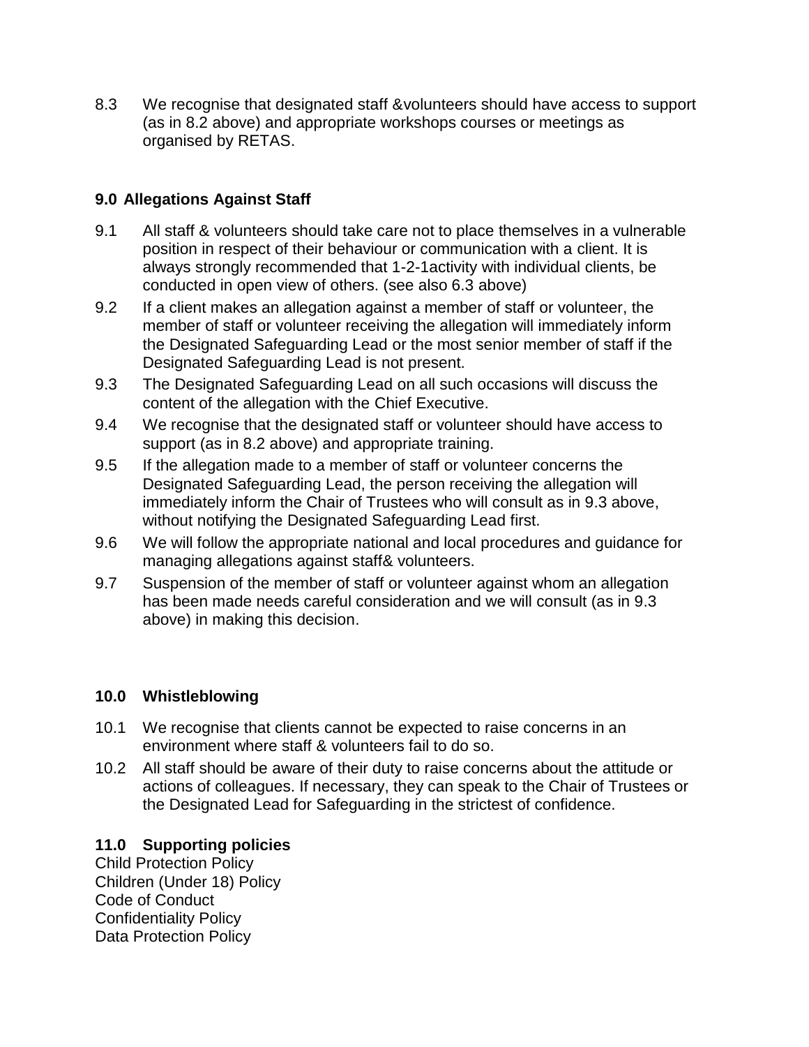8.3 We recognise that designated staff &volunteers should have access to support (as in 8.2 above) and appropriate workshops courses or meetings as organised by RETAS.

### 9.0 Allegations Against Staff

9.1 All staff & volunteers should take care not to place themselves in a vulnerable position in respect of their behaviour or communication with a client. It is always strongly recommended that 1-2-1activity with individual clients, be conducted in open view of others. (see also 6.3 above)

9.2 If a client makes an allegation against a member of staff or volunteer, the member of staff or volunteer receiving the allegation will immediately inform the Designated Safeguarding Lead or the most senior member of staff if the Designated Safeguarding Lead is not present.

9.3 The Designated Safeguarding Lead on all such occasions will discuss the content of the allegation with the Chief Executive.

9.4 We recognise that the designated staff or volunteer should have access to support (as in 8.2 above) and appropriate training.

9.5 If the allegation made to a member of staff or volunteer concerns the Designated Safeguarding Lead, the person receiving the allegation will immediately inform the Chair of Trustees who will consult as in 9.3 above, without notifying the Designated Safeguarding Lead first.

9.6 We will follow the appropriate national and local procedures and guidance for managing allegations against staff& volunteers.

9.7 Suspension of the member of staff or volunteer against whom an allegation has been made needs careful consideration and we will consult (as in 9.3 above) in making this decision.

### 10.0 Whistleblowing

10.1 We recognise that clients cannot be expected to raise concerns in an environment where staff & volunteers fail to do so.

10.2 All staff should be aware of their duty to raise concerns about the attitude or actions of colleagues. If necessary, they can speak to the Chair of Trustees or the Designated Lead for Safeguarding in the strictest of confidence.

### 11.0 Supporting policies

Child Protection Policy
Children (Under 18) Policy
Code of Conduct
Confidentiality Policy
Data Protection Policy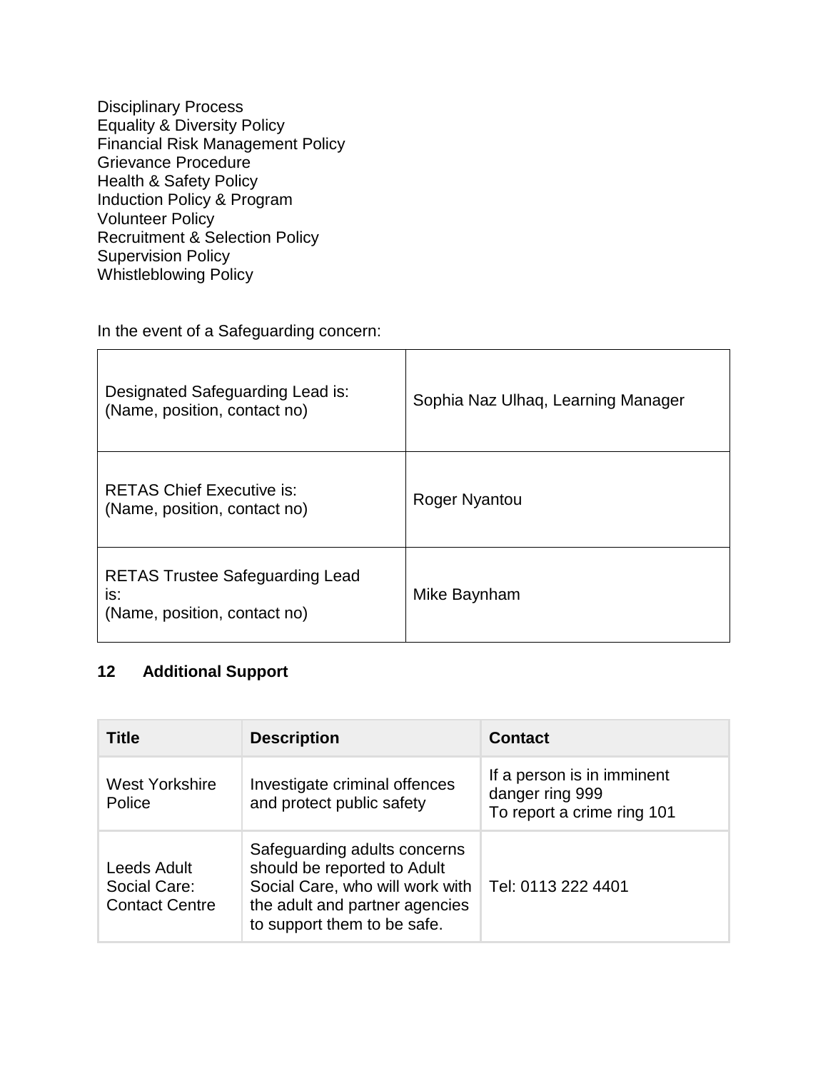Disciplinary Process
Equality & Diversity Policy
Financial Risk Management Policy
Grievance Procedure
Health & Safety Policy
Induction Policy & Program
Volunteer Policy
Recruitment & Selection Policy
Supervision Policy
Whistleblowing Policy

In the event of a Safeguarding concern:

| | |
|---|---|
| Designated Safeguarding Lead is:<br>(Name, position, contact no) | Sophia Naz Ulhaq, Learning Manager |
| RETAS Chief Executive is:<br>(Name, position, contact no) | Roger Nyantou |
| RETAS Trustee Safeguarding Lead is:<br>(Name, position, contact no) | Mike Baynham |

## 12 Additional Support

| Title | Description | Contact |
|---|---|---|
| West Yorkshire Police | Investigate criminal offences and protect public safety | If a person is in imminent danger ring 999<br>To report a crime ring 101 |
| Leeds Adult Social Care: Contact Centre | Safeguarding adults concerns should be reported to Adult Social Care, who will work with the adult and partner agencies to support them to be safe. | Tel: 0113 222 4401 |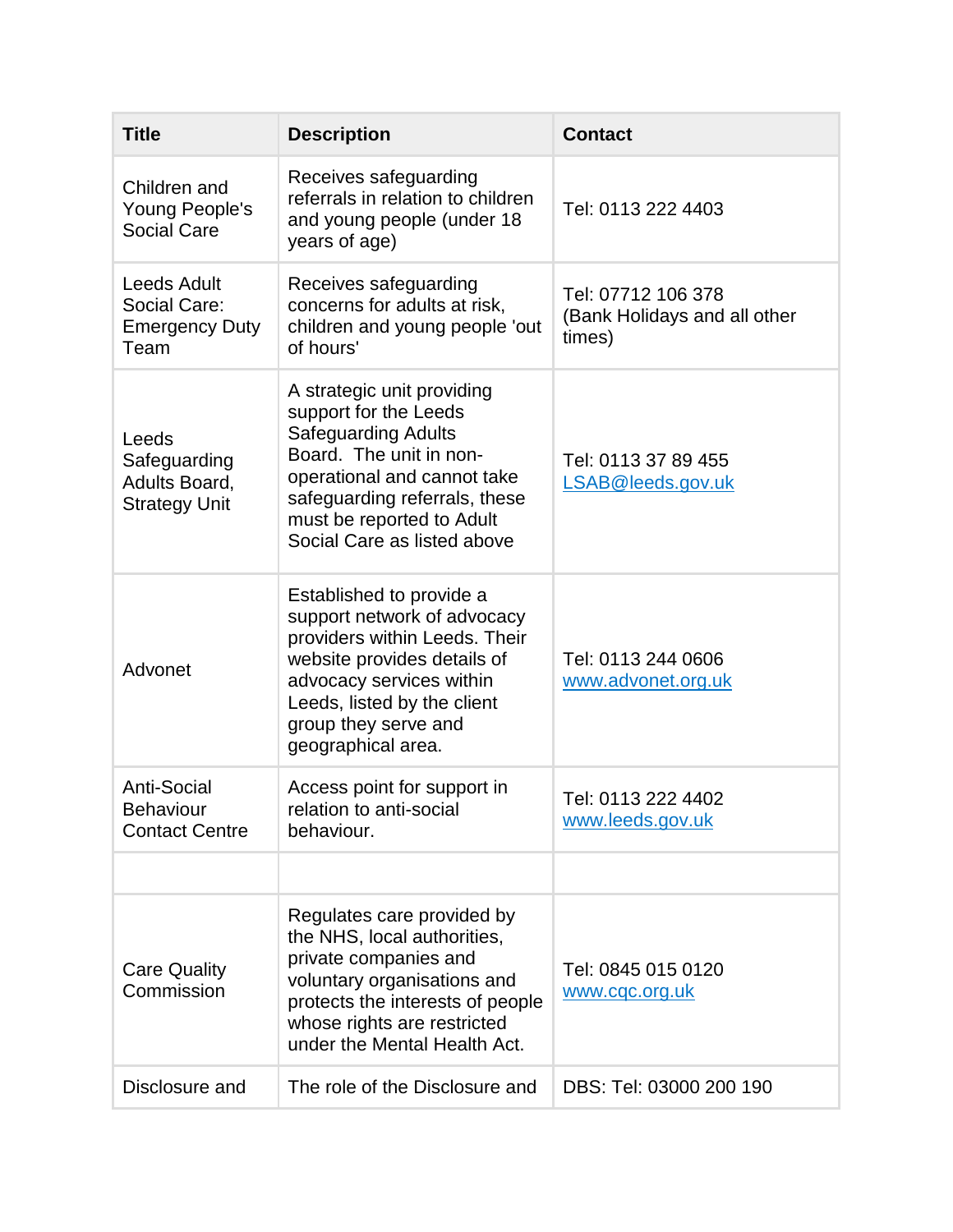| Title | Description | Contact |
|---|---|---|
| Children and Young People's Social Care | Receives safeguarding referrals in relation to children and young people (under 18 years of age) | Tel: 0113 222 4403 |
| Leeds Adult Social Care: Emergency Duty Team | Receives safeguarding concerns for adults at risk, children and young people 'out of hours' | Tel: 07712 106 378 (Bank Holidays and all other times) |
| Leeds Safeguarding Adults Board, Strategy Unit | A strategic unit providing support for the Leeds Safeguarding Adults Board. The unit in non-operational and cannot take safeguarding referrals, these must be reported to Adult Social Care as listed above | Tel: 0113 37 89 455 LSAB@leeds.gov.uk |
| Advonet | Established to provide a support network of advocacy providers within Leeds. Their website provides details of advocacy services within Leeds, listed by the client group they serve and geographical area. | Tel: 0113 244 0606 www.advonet.org.uk |
| Anti-Social Behaviour Contact Centre | Access point for support in relation to anti-social behaviour. | Tel: 0113 222 4402 www.leeds.gov.uk |
| | | |
| Care Quality Commission | Regulates care provided by the NHS, local authorities, private companies and voluntary organisations and protects the interests of people whose rights are restricted under the Mental Health Act. | Tel: 0845 015 0120 www.cqc.org.uk |
| Disclosure and | The role of the Disclosure and | DBS: Tel: 03000 200 190 |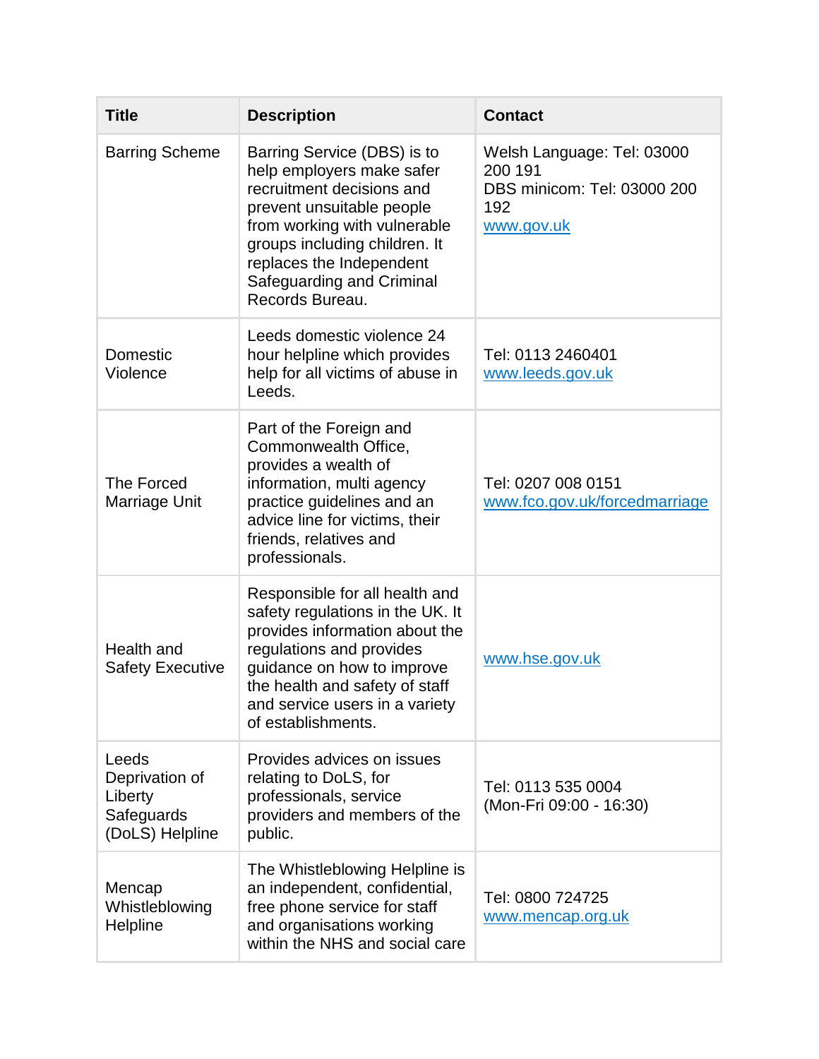| Title | Description | Contact |
|---|---|---|
| Barring Scheme | Barring Service (DBS) is to help employers make safer recruitment decisions and prevent unsuitable people from working with vulnerable groups including children. It replaces the Independent Safeguarding and Criminal Records Bureau. | Welsh Language: Tel: 03000 200 191<br>DBS minicom: Tel: 03000 200 192<br>www.gov.uk |
| Domestic Violence | Leeds domestic violence 24 hour helpline which provides help for all victims of abuse in Leeds. | Tel: 0113 2460401<br>www.leeds.gov.uk |
| The Forced Marriage Unit | Part of the Foreign and Commonwealth Office, provides a wealth of information, multi agency practice guidelines and an advice line for victims, their friends, relatives and professionals. | Tel: 0207 008 0151<br>www.fco.gov.uk/forcedmarriage |
| Health and Safety Executive | Responsible for all health and safety regulations in the UK. It provides information about the regulations and provides guidance on how to improve the health and safety of staff and service users in a variety of establishments. | www.hse.gov.uk |
| Leeds Deprivation of Liberty Safeguards (DoLS) Helpline | Provides advices on issues relating to DoLS, for professionals, service providers and members of the public. | Tel: 0113 535 0004<br>(Mon-Fri 09:00 - 16:30) |
| Mencap Whistleblowing Helpline | The Whistleblowing Helpline is an independent, confidential, free phone service for staff and organisations working within the NHS and social care | Tel: 0800 724725<br>www.mencap.org.uk |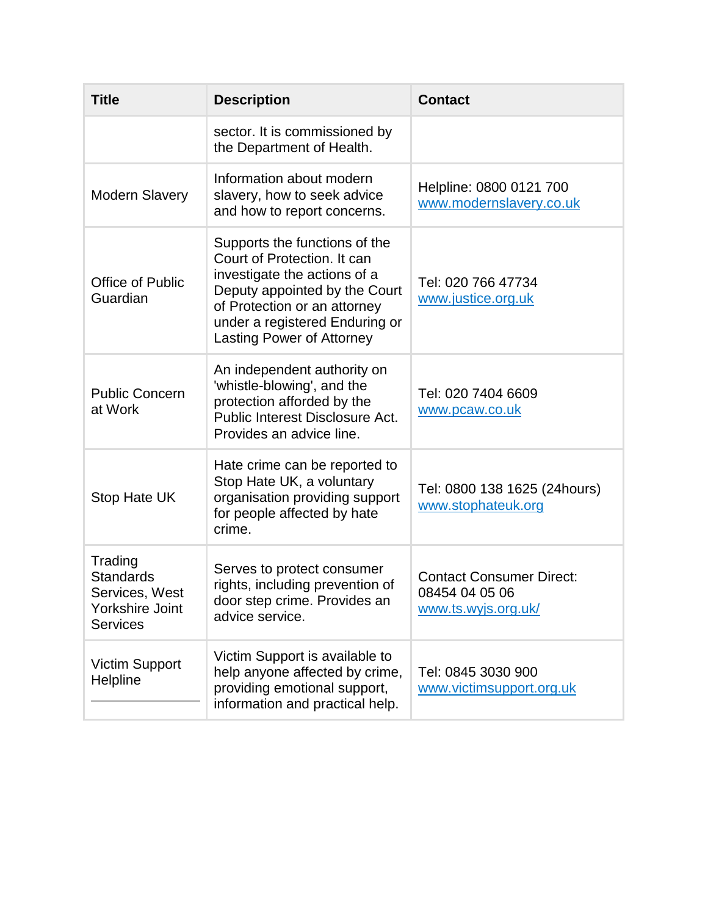| Title | Description | Contact |
| --- | --- | --- |
| | sector. It is commissioned by the Department of Health. | |
| Modern Slavery | Information about modern slavery, how to seek advice and how to report concerns. | Helpline: 0800 0121 700 www.modernslavery.co.uk |
| Office of Public Guardian | Supports the functions of the Court of Protection. It can investigate the actions of a Deputy appointed by the Court of Protection or an attorney under a registered Enduring or Lasting Power of Attorney | Tel: 020 766 47734 www.justice.org.uk |
| Public Concern at Work | An independent authority on 'whistle-blowing', and the protection afforded by the Public Interest Disclosure Act. Provides an advice line. | Tel: 020 7404 6609 www.pcaw.co.uk |
| Stop Hate UK | Hate crime can be reported to Stop Hate UK, a voluntary organisation providing support for people affected by hate crime. | Tel: 0800 138 1625 (24hours) www.stophateuk.org |
| Trading Standards Services, West Yorkshire Joint Services | Serves to protect consumer rights, including prevention of door step crime. Provides an advice service. | Contact Consumer Direct: 08454 04 05 06 www.ts.wyjs.org.uk/ |
| Victim Support Helpline | Victim Support is available to help anyone affected by crime, providing emotional support, information and practical help. | Tel: 0845 3030 900 www.victimsupport.org.uk |